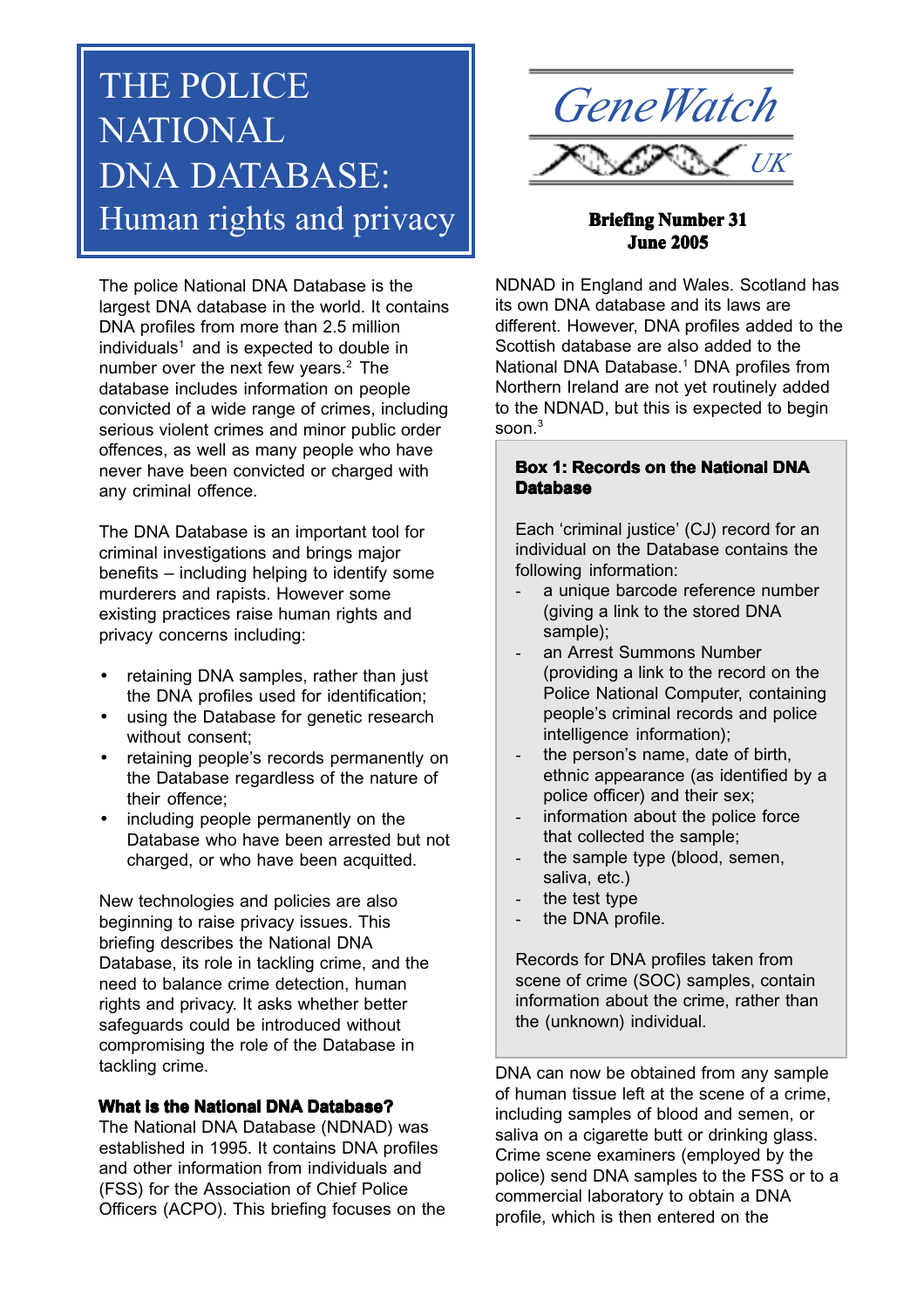# THE POLICE NATIONAL DNA DATABASE: Human rights and privacy

GeneWatch UK

**Briefing Number 31**
**June 2005**

The police National DNA Database is the largest DNA database in the world. It contains DNA profiles from more than 2.5 million individuals[1] and is expected to double in number over the next few years.[2] The database includes information on people convicted of a wide range of crimes, including serious violent crimes and minor public order offences, as well as many people who have never been convicted or charged with any criminal offence.

The DNA Database is an important tool for criminal investigations and brings major benefits – including helping to identify some murderers and rapists. However some existing practices raise human rights and privacy concerns including:

- retaining DNA samples, rather than just the DNA profiles used for identification;
- using the Database for genetic research without consent;
- retaining people's records permanently on the Database regardless of the nature of their offence;
- including people permanently on the Database who have been arrested but not charged, or who have been acquitted.

New technologies and policies are also beginning to raise privacy issues. This briefing describes the National DNA Database, its role in tackling crime, and the need to balance crime detection, human rights and privacy. It asks whether better safeguards could be introduced without compromising the role of the Database in tackling crime.

**What is the National DNA Database?**

The National DNA Database (NDNAD) was established in 1995. It contains DNA profiles and other information from individuals and (FSS) for the Association of Chief Police Officers (ACPO). This briefing focuses on the NDNAD in England and Wales. Scotland has its own DNA database and its laws are different. However, DNA profiles added to the Scottish database are also added to the National DNA Database.[1] DNA profiles from Northern Ireland are not yet routinely added to the NDNAD, but this is expected to begin soon.[3]

> **Box 1: Records on the National DNA Database**
>
> Each 'criminal justice' (CJ) record for an individual on the Database contains the following information:
>
> - a unique barcode reference number (giving a link to the stored DNA sample);
> - an Arrest Summons Number (providing a link to the record on the Police National Computer, containing people's criminal records and police intelligence information);
> - the person's name, date of birth, ethnic appearance (as identified by a police officer) and their sex;
> - information about the police force that collected the sample;
> - the sample type (blood, semen, saliva, etc.)
> - the test type
> - the DNA profile.
>
> Records for DNA profiles taken from scene of crime (SOC) samples, contain information about the crime, rather than the (unknown) individual.

DNA can now be obtained from any sample of human tissue left at the scene of a crime, including samples of blood and semen, or saliva on a cigarette butt or drinking glass. Crime scene examiners (employed by the police) send DNA samples to the FSS or to a commercial laboratory to obtain a DNA profile, which is then entered on the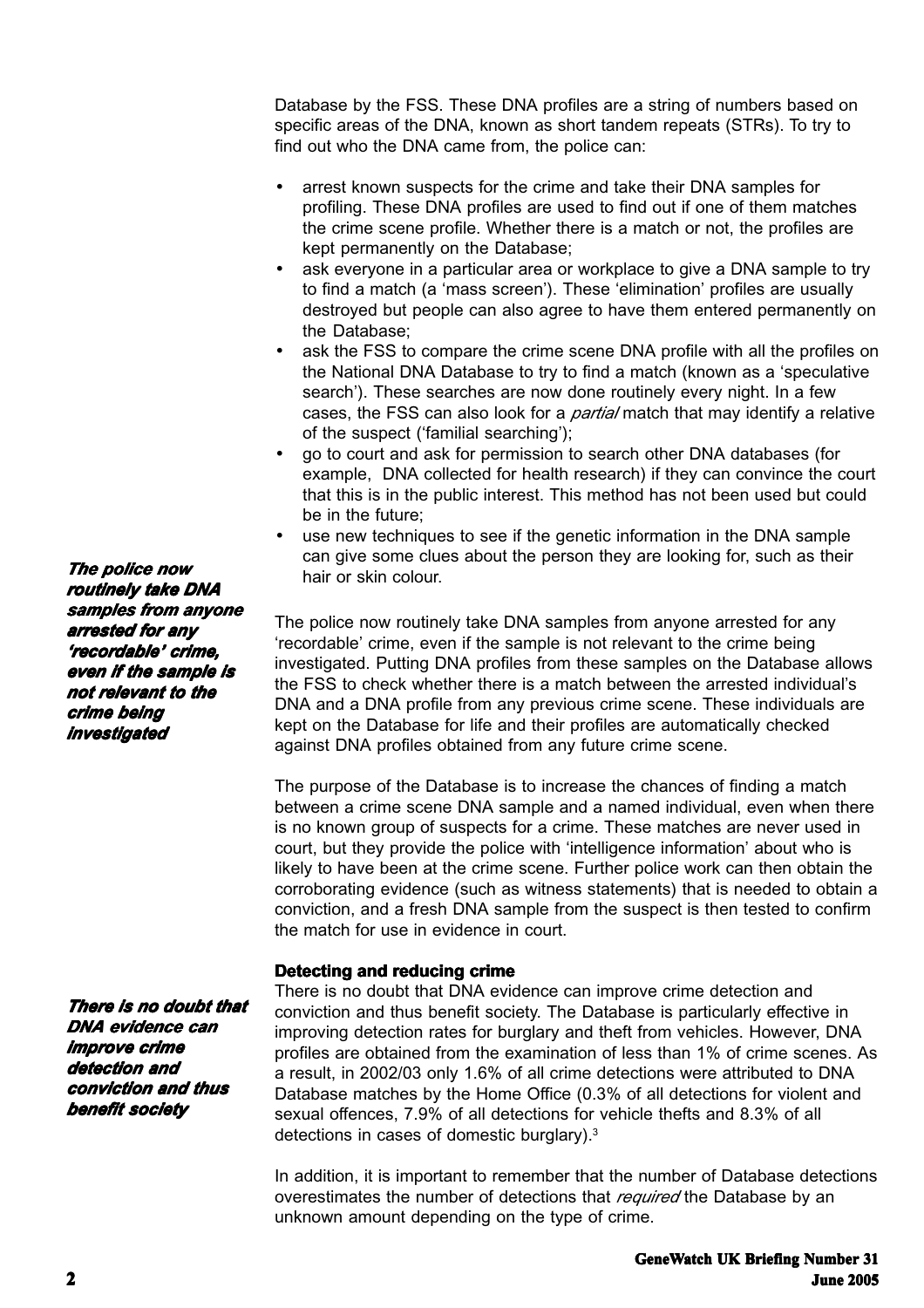Database by the FSS. These DNA profiles are a string of numbers based on specific areas of the DNA, known as short tandem repeats (STRs). To try to find out who the DNA came from, the police can:

- arrest known suspects for the crime and take their DNA samples for profiling. These DNA profiles are used to find out if one of them matches the crime scene profile. Whether there is a match or not, the profiles are kept permanently on the Database;
- ask everyone in a particular area or workplace to give a DNA sample to try to find a match (a 'mass screen'). These 'elimination' profiles are usually destroyed but people can also agree to have them entered permanently on the Database;
- ask the FSS to compare the crime scene DNA profile with all the profiles on the National DNA Database to try to find a match (known as a 'speculative search'). These searches are now done routinely every night. In a few cases, the FSS can also look for a *partial* match that may identify a relative of the suspect ('familial searching');
- go to court and ask for permission to search other DNA databases (for example, DNA collected for health research) if they can convince the court that this is in the public interest. This method has not been used but could be in the future;
- use new techniques to see if the genetic information in the DNA sample can give some clues about the person they are looking for, such as their hair or skin colour.

***The police now routinely take DNA samples from anyone arrested for any 'recordable' crime, even if the sample is not relevant to the crime being investigated***

The police now routinely take DNA samples from anyone arrested for any 'recordable' crime, even if the sample is not relevant to the crime being investigated. Putting DNA profiles from these samples on the Database allows the FSS to check whether there is a match between the arrested individual's DNA and a DNA profile from any previous crime scene. These individuals are kept on the Database for life and their profiles are automatically checked against DNA profiles obtained from any future crime scene.

The purpose of the Database is to increase the chances of finding a match between a crime scene DNA sample and a named individual, even when there is no known group of suspects for a crime. These matches are never used in court, but they provide the police with 'intelligence information' about who is likely to have been at the crime scene. Further police work can then obtain the corroborating evidence (such as witness statements) that is needed to obtain a conviction, and a fresh DNA sample from the suspect is then tested to confirm the match for use in evidence in court.

## Detecting and reducing crime

***There is no doubt that DNA evidence can improve crime detection and conviction and thus benefit society***

There is no doubt that DNA evidence can improve crime detection and conviction and thus benefit society. The Database is particularly effective in improving detection rates for burglary and theft from vehicles. However, DNA profiles are obtained from the examination of less than 1% of crime scenes. As a result, in 2002/03 only 1.6% of all crime detections were attributed to DNA Database matches by the Home Office (0.3% of all detections for violent and sexual offences, 7.9% of all detections for vehicle thefts and 8.3% of all detections in cases of domestic burglary).[3]

In addition, it is important to remember that the number of Database detections overestimates the number of detections that *required* the Database by an unknown amount depending on the type of crime.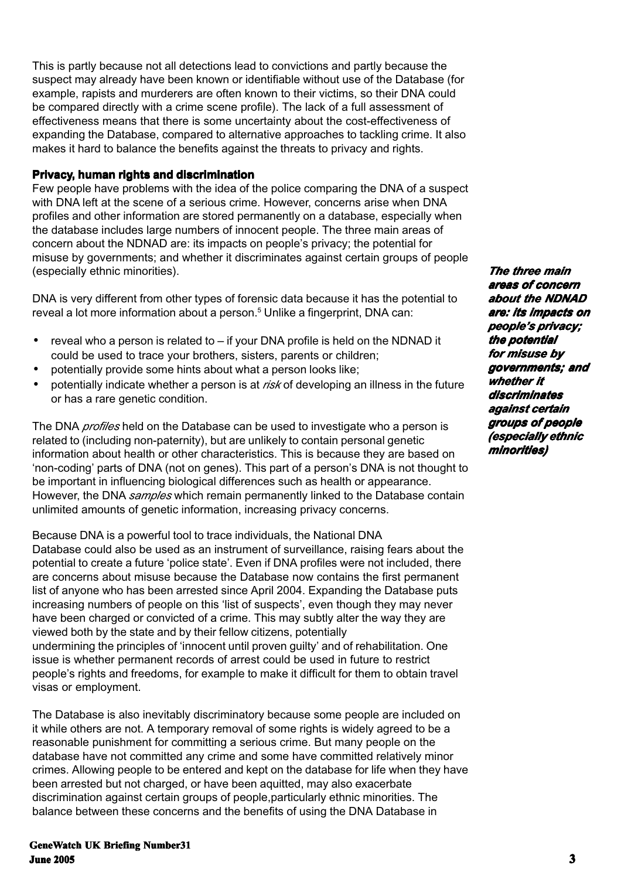This is partly because not all detections lead to convictions and partly because the suspect may already have been known or identifiable without use of the Database (for example, rapists and murderers are often known to their victims, so their DNA could be compared directly with a crime scene profile). The lack of a full assessment of effectiveness means that there is some uncertainty about the cost-effectiveness of expanding the Database, compared to alternative approaches to tackling crime. It also makes it hard to balance the benefits against the threats to privacy and rights.

**Privacy, human rights and discrimination**

Few people have problems with the idea of the police comparing the DNA of a suspect with DNA left at the scene of a serious crime. However, concerns arise when DNA profiles and other information are stored permanently on a database, especially when the database includes large numbers of innocent people. The three main areas of concern about the NDNAD are: its impacts on people's privacy; the potential for misuse by governments; and whether it discriminates against certain groups of people (especially ethnic minorities).

***The three main areas of concern about the NDNAD are: its impacts on people's privacy; the potential for misuse by governments; and whether it discriminates against certain groups of people (especially ethnic minorities)***

DNA is very different from other types of forensic data because it has the potential to reveal a lot more information about a person.[5] Unlike a fingerprint, DNA can:

- reveal who a person is related to – if your DNA profile is held on the NDNAD it could be used to trace your brothers, sisters, parents or children;
- potentially provide some hints about what a person looks like;
- potentially indicate whether a person is at *risk* of developing an illness in the future or has a rare genetic condition.

The DNA *profiles* held on the Database can be used to investigate who a person is related to (including non-paternity), but are unlikely to contain personal genetic information about health or other characteristics. This is because they are based on 'non-coding' parts of DNA (not on genes). This part of a person's DNA is not thought to be important in influencing biological differences such as health or appearance. However, the DNA *samples* which remain permanently linked to the Database contain unlimited amounts of genetic information, increasing privacy concerns.

Because DNA is a powerful tool to trace individuals, the National DNA Database could also be used as an instrument of surveillance, raising fears about the potential to create a future 'police state'. Even if DNA profiles were not included, there are concerns about misuse because the Database now contains the first permanent list of anyone who has been arrested since April 2004. Expanding the Database puts increasing numbers of people on this 'list of suspects', even though they may never have been charged or convicted of a crime. This may subtly alter the way they are viewed both by the state and by their fellow citizens, potentially undermining the principles of 'innocent until proven guilty' and of rehabilitation. One issue is whether permanent records of arrest could be used in future to restrict people's rights and freedoms, for example to make it difficult for them to obtain travel visas or employment.

The Database is also inevitably discriminatory because some people are included on it while others are not. A temporary removal of some rights is widely agreed to be a reasonable punishment for committing a serious crime. But many people on the database have not committed any crime and some have committed relatively minor crimes. Allowing people to be entered and kept on the database for life when they have been arrested but not charged, or have been aquitted, may also exacerbate discrimination against certain groups of people,particularly ethnic minorities. The balance between these concerns and the benefits of using the DNA Database in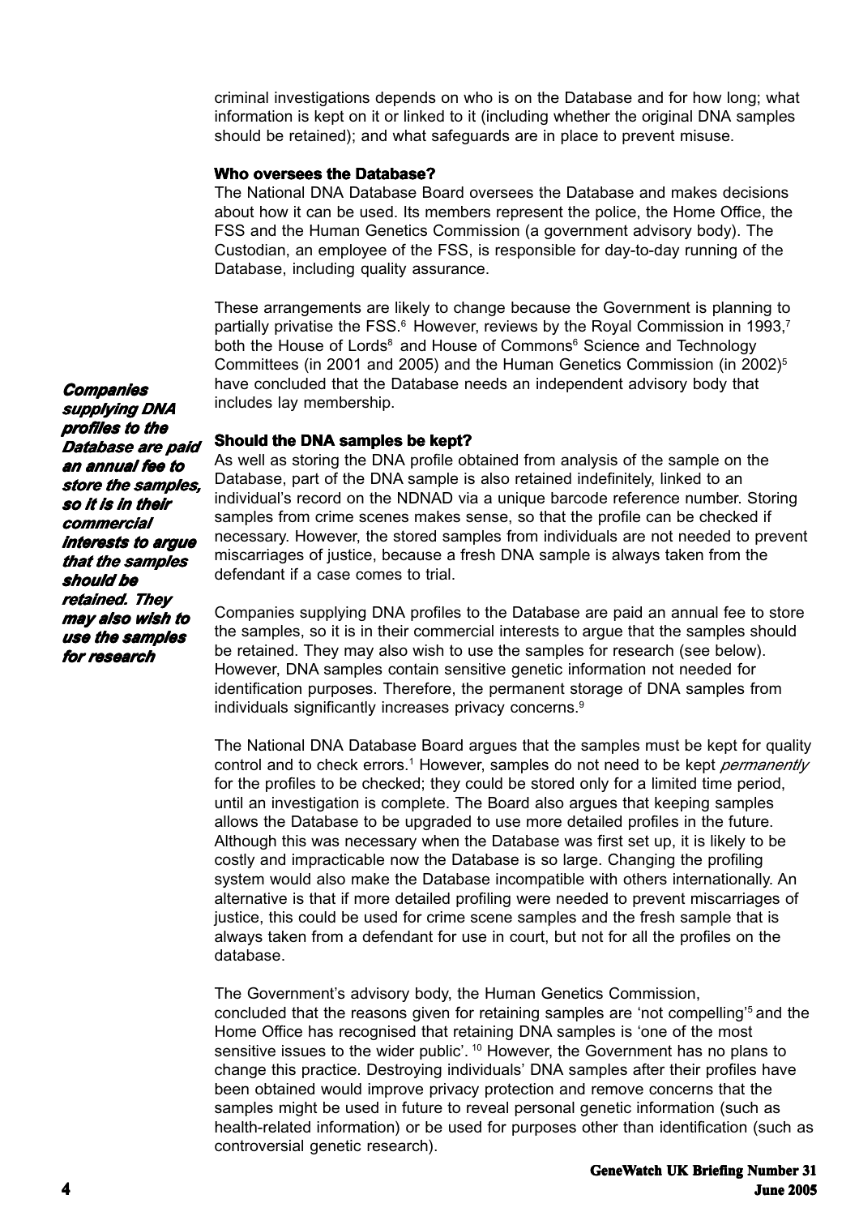criminal investigations depends on who is on the Database and for how long; what information is kept on it or linked to it (including whether the original DNA samples should be retained); and what safeguards are in place to prevent misuse.

### Who oversees the Database?

The National DNA Database Board oversees the Database and makes decisions about how it can be used. Its members represent the police, the Home Office, the FSS and the Human Genetics Commission (a government advisory body). The Custodian, an employee of the FSS, is responsible for day-to-day running of the Database, including quality assurance.

These arrangements are likely to change because the Government is planning to partially privatise the FSS.[6] However, reviews by the Royal Commission in 1993,[7] both the House of Lords[8] and House of Commons[6] Science and Technology Committees (in 2001 and 2005) and the Human Genetics Commission (in 2002)[5] have concluded that the Database needs an independent advisory body that includes lay membership.

***Companies supplying DNA profiles to the Database are paid an annual fee to store the samples, so it is in their commercial interests to argue that the samples should be retained. They may also wish to use the samples for research***

### Should the DNA samples be kept?

As well as storing the DNA profile obtained from analysis of the sample on the Database, part of the DNA sample is also retained indefinitely, linked to an individual's record on the NDNAD via a unique barcode reference number. Storing samples from crime scenes makes sense, so that the profile can be checked if necessary. However, the stored samples from individuals are not needed to prevent miscarriages of justice, because a fresh DNA sample is always taken from the defendant if a case comes to trial.

Companies supplying DNA profiles to the Database are paid an annual fee to store the samples, so it is in their commercial interests to argue that the samples should be retained. They may also wish to use the samples for research (see below). However, DNA samples contain sensitive genetic information not needed for identification purposes. Therefore, the permanent storage of DNA samples from individuals significantly increases privacy concerns.[9]

The National DNA Database Board argues that the samples must be kept for quality control and to check errors.[1] However, samples do not need to be kept *permanently* for the profiles to be checked; they could be stored only for a limited time period, until an investigation is complete. The Board also argues that keeping samples allows the Database to be upgraded to use more detailed profiles in the future. Although this was necessary when the Database was first set up, it is likely to be costly and impracticable now the Database is so large. Changing the profiling system would also make the Database incompatible with others internationally. An alternative is that if more detailed profiling were needed to prevent miscarriages of justice, this could be used for crime scene samples and the fresh sample that is always taken from a defendant for use in court, but not for all the profiles on the database.

The Government's advisory body, the Human Genetics Commission, concluded that the reasons given for retaining samples are 'not compelling'[5] and the Home Office has recognised that retaining DNA samples is 'one of the most sensitive issues to the wider public'.[10] However, the Government has no plans to change this practice. Destroying individuals' DNA samples after their profiles have been obtained would improve privacy protection and remove concerns that the samples might be used in future to reveal personal genetic information (such as health-related information) or be used for purposes other than identification (such as controversial genetic research).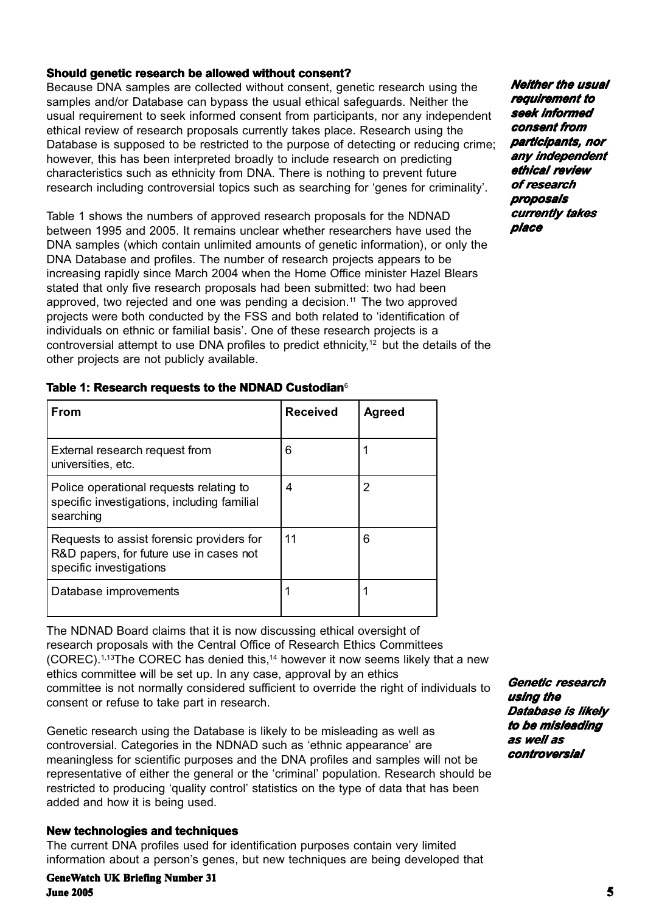### Should genetic research be allowed without consent?

Because DNA samples are collected without consent, genetic research using the samples and/or Database can bypass the usual ethical safeguards. Neither the usual requirement to seek informed consent from participants, nor any independent ethical review of research proposals currently takes place. Research using the Database is supposed to be restricted to the purpose of detecting or reducing crime; however, this has been interpreted broadly to include research on predicting characteristics such as ethnicity from DNA. There is nothing to prevent future research including controversial topics such as searching for 'genes for criminality'.

***Neither the usual requirement to seek informed consent from participants, nor any independent ethical review of research proposals currently takes place***

Table 1 shows the numbers of approved research proposals for the NDNAD between 1995 and 2005. It remains unclear whether researchers have used the DNA samples (which contain unlimited amounts of genetic information), or only the DNA Database and profiles. The number of research projects appears to be increasing rapidly since March 2004 when the Home Office minister Hazel Blears stated that only five research proposals had been submitted: two had been approved, two rejected and one was pending a decision.[11] The two approved projects were both conducted by the FSS and both related to 'identification of individuals on ethnic or familial basis'. One of these research projects is a controversial attempt to use DNA profiles to predict ethnicity,[12] but the details of the other projects are not publicly available.

**Table 1: Research requests to the NDNAD Custodian**[6]

| From | Received | Agreed |
|---|---|---|
| External research request from universities, etc. | 6 | 1 |
| Police operational requests relating to specific investigations, including familial searching | 4 | 2 |
| Requests to assist forensic providers for R&D papers, for future use in cases not specific investigations | 11 | 6 |
| Database improvements | 1 | 1 |

The NDNAD Board claims that it is now discussing ethical oversight of research proposals with the Central Office of Research Ethics Committees (COREC).[1,13] The COREC has denied this,[14] however it now seems likely that a new ethics committee will be set up. In any case, approval by an ethics committee is not normally considered sufficient to override the right of individuals to consent or refuse to take part in research.

Genetic research using the Database is likely to be misleading as well as controversial. Categories in the NDNAD such as 'ethnic appearance' are meaningless for scientific purposes and the DNA profiles and samples will not be representative of either the general or the 'criminal' population. Research should be restricted to producing 'quality control' statistics on the type of data that has been added and how it is being used.

***Genetic research using the Database is likely to be misleading as well as controversial***

### New technologies and techniques

The current DNA profiles used for identification purposes contain very limited information about a person's genes, but new techniques are being developed that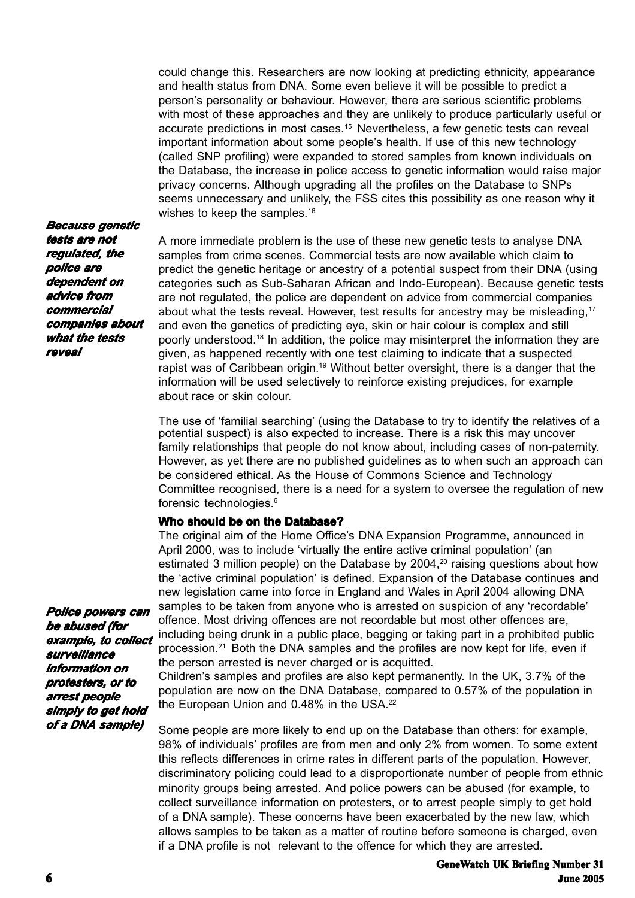could change this. Researchers are now looking at predicting ethnicity, appearance and health status from DNA. Some even believe it will be possible to predict a person's personality or behaviour. However, there are serious scientific problems with most of these approaches and they are unlikely to produce particularly useful or accurate predictions in most cases.[15] Nevertheless, a few genetic tests can reveal important information about some people's health. If use of this new technology (called SNP profiling) were expanded to stored samples from known individuals on the Database, the increase in police access to genetic information would raise major privacy concerns. Although upgrading all the profiles on the Database to SNPs seems unnecessary and unlikely, the FSS cites this possibility as one reason why it wishes to keep the samples.[16]

***Because genetic tests are not regulated, the police are dependent on advice from commercial companies about what the tests reveal***

A more immediate problem is the use of these new genetic tests to analyse DNA samples from crime scenes. Commercial tests are now available which claim to predict the genetic heritage or ancestry of a potential suspect from their DNA (using categories such as Sub-Saharan African and Indo-European). Because genetic tests are not regulated, the police are dependent on advice from commercial companies about what the tests reveal. However, test results for ancestry may be misleading,[17] and even the genetics of predicting eye, skin or hair colour is complex and still poorly understood.[18] In addition, the police may misinterpret the information they are given, as happened recently with one test claiming to indicate that a suspected rapist was of Caribbean origin.[19] Without better oversight, there is a danger that the information will be used selectively to reinforce existing prejudices, for example about race or skin colour.

The use of 'familial searching' (using the Database to try to identify the relatives of a potential suspect) is also expected to increase. There is a risk this may uncover family relationships that people do not know about, including cases of non-paternity. However, as yet there are no published guidelines as to when such an approach can be considered ethical. As the House of Commons Science and Technology Committee recognised, there is a need for a system to oversee the regulation of new forensic technologies.[6]

### Who should be on the Database?

The original aim of the Home Office's DNA Expansion Programme, announced in April 2000, was to include 'virtually the entire active criminal population' (an estimated 3 million people) on the Database by 2004,[20] raising questions about how the 'active criminal population' is defined. Expansion of the Database continues and new legislation came into force in England and Wales in April 2004 allowing DNA samples to be taken from anyone who is arrested on suspicion of any 'recordable' offence. Most driving offences are not recordable but most other offences are, including being drunk in a public place, begging or taking part in a prohibited public procession.[21] Both the DNA samples and the profiles are now kept for life, even if the person arrested is never charged or is acquitted.

***Police powers can be abused (for example, to collect surveillance information on protesters, or to arrest people simply to get hold of a DNA sample)***

Children's samples and profiles are also kept permanently. In the UK, 3.7% of the population are now on the DNA Database, compared to 0.57% of the population in the European Union and 0.48% in the USA.[22]

Some people are more likely to end up on the Database than others: for example, 98% of individuals' profiles are from men and only 2% from women. To some extent this reflects differences in crime rates in different parts of the population. However, discriminatory policing could lead to a disproportionate number of people from ethnic minority groups being arrested. And police powers can be abused (for example, to collect surveillance information on protesters, or to arrest people simply to get hold of a DNA sample). These concerns have been exacerbated by the new law, which allows samples to be taken as a matter of routine before someone is charged, even if a DNA profile is not relevant to the offence for which they are arrested.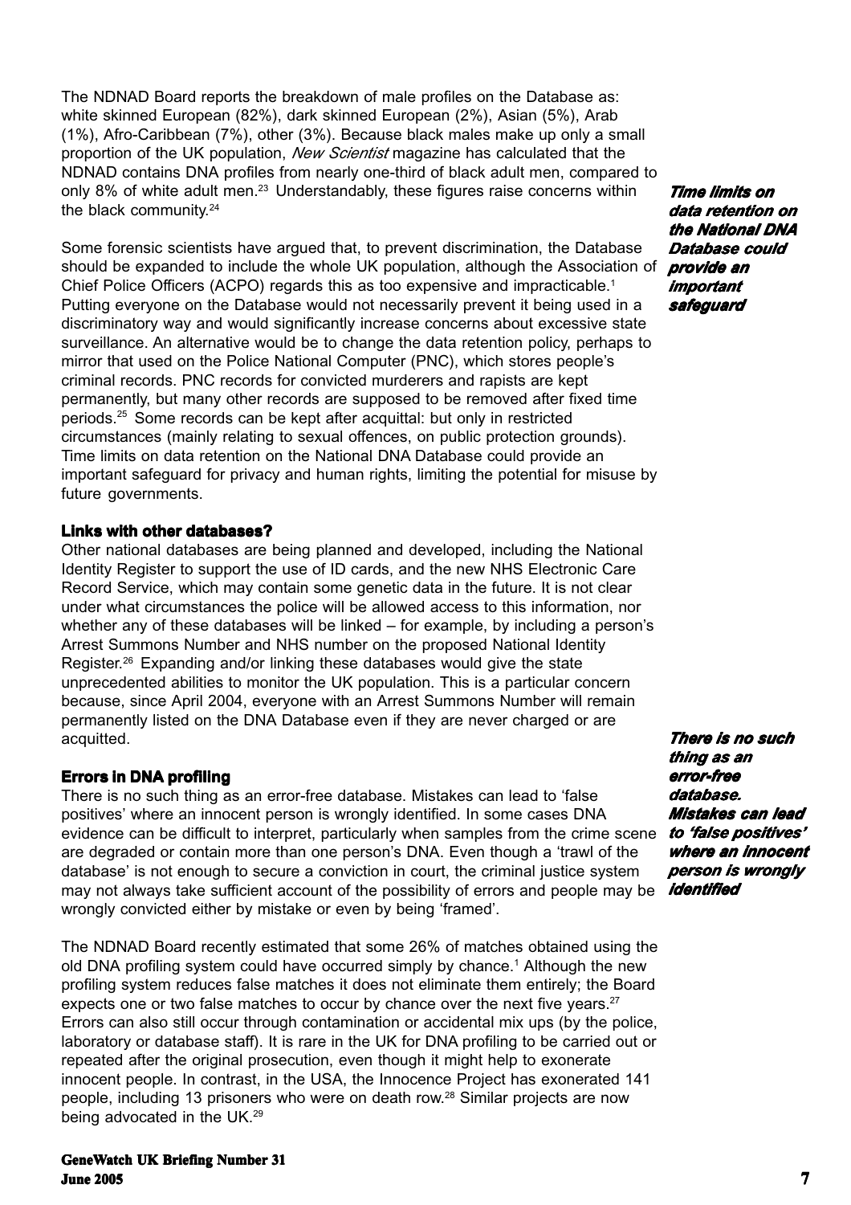The NDNAD Board reports the breakdown of male profiles on the Database as: white skinned European (82%), dark skinned European (2%), Asian (5%), Arab (1%), Afro-Caribbean (7%), other (3%). Because black males make up only a small proportion of the UK population, *New Scientist* magazine has calculated that the NDNAD contains DNA profiles from nearly one-third of black adult men, compared to only 8% of white adult men.[23] Understandably, these figures raise concerns within the black community.[24]

Some forensic scientists have argued that, to prevent discrimination, the Database should be expanded to include the whole UK population, although the Association of Chief Police Officers (ACPO) regards this as too expensive and impracticable.[1] Putting everyone on the Database would not necessarily prevent it being used in a discriminatory way and would significantly increase concerns about excessive state surveillance. An alternative would be to change the data retention policy, perhaps to mirror that used on the Police National Computer (PNC), which stores people's criminal records. PNC records for convicted murderers and rapists are kept permanently, but many other records are supposed to be removed after fixed time periods.[25] Some records can be kept after acquittal: but only in restricted circumstances (mainly relating to sexual offences, on public protection grounds). Time limits on data retention on the National DNA Database could provide an important safeguard for privacy and human rights, limiting the potential for misuse by future governments.

***Time limits on data retention on the National DNA Database could provide an important safeguard***

### Links with other databases?

Other national databases are being planned and developed, including the National Identity Register to support the use of ID cards, and the new NHS Electronic Care Record Service, which may contain some genetic data in the future. It is not clear under what circumstances the police will be allowed access to this information, nor whether any of these databases will be linked – for example, by including a person's Arrest Summons Number and NHS number on the proposed National Identity Register.[26] Expanding and/or linking these databases would give the state unprecedented abilities to monitor the UK population. This is a particular concern because, since April 2004, everyone with an Arrest Summons Number will remain permanently listed on the DNA Database even if they are never charged or are acquitted.

### Errors in DNA profiling

There is no such thing as an error-free database. Mistakes can lead to 'false positives' where an innocent person is wrongly identified. In some cases DNA evidence can be difficult to interpret, particularly when samples from the crime scene are degraded or contain more than one person's DNA. Even though a 'trawl of the database' is not enough to secure a conviction in court, the criminal justice system may not always take sufficient account of the possibility of errors and people may be wrongly convicted either by mistake or even by being 'framed'.

***There is no such thing as an error-free database. Mistakes can lead to 'false positives' where an innocent person is wrongly identified***

The NDNAD Board recently estimated that some 26% of matches obtained using the old DNA profiling system could have occurred simply by chance.[1] Although the new profiling system reduces false matches it does not eliminate them entirely; the Board expects one or two false matches to occur by chance over the next five years.[27] Errors can also still occur through contamination or accidental mix ups (by the police, laboratory or database staff). It is rare in the UK for DNA profiling to be carried out or repeated after the original prosecution, even though it might help to exonerate innocent people. In contrast, in the USA, the Innocence Project has exonerated 141 people, including 13 prisoners who were on death row.[28] Similar projects are now being advocated in the UK.[29]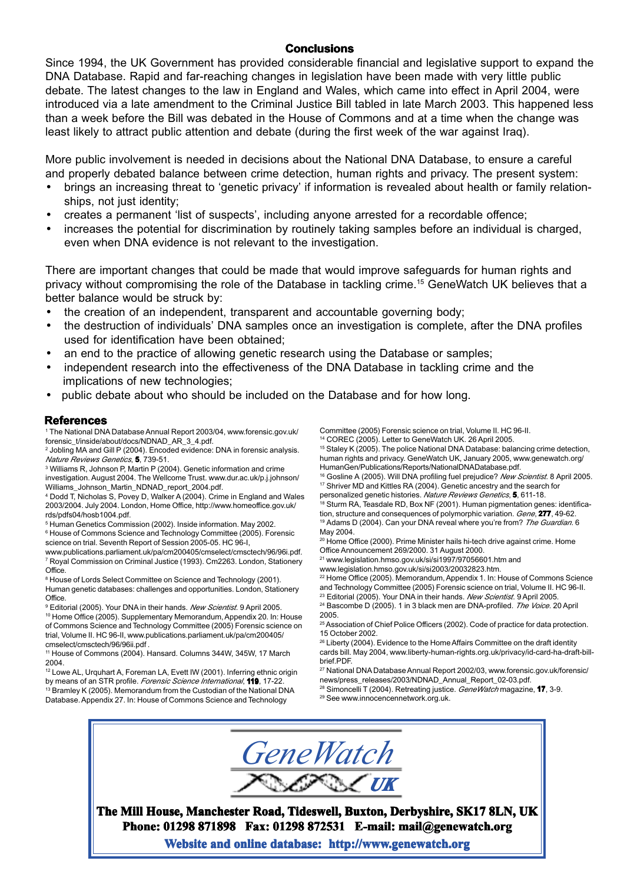## Conclusions

Since 1994, the UK Government has provided considerable financial and legislative support to expand the DNA Database. Rapid and far-reaching changes in legislation have been made with very little public debate. The latest changes to the law in England and Wales, which came into effect in April 2004, were introduced via a late amendment to the Criminal Justice Bill tabled in late March 2003. This happened less than a week before the Bill was debated in the House of Commons and at a time when the change was least likely to attract public attention and debate (during the first week of the war against Iraq).

More public involvement is needed in decisions about the National DNA Database, to ensure a careful and properly debated balance between crime detection, human rights and privacy. The present system:

- brings an increasing threat to 'genetic privacy' if information is revealed about health or family relationships, not just identity;
- creates a permanent 'list of suspects', including anyone arrested for a recordable offence;
- increases the potential for discrimination by routinely taking samples before an individual is charged, even when DNA evidence is not relevant to the investigation.

There are important changes that could be made that would improve safeguards for human rights and privacy without compromising the role of the Database in tackling crime.[15] GeneWatch UK believes that a better balance would be struck by:

- the creation of an independent, transparent and accountable governing body;
- the destruction of individuals' DNA samples once an investigation is complete, after the DNA profiles used for identification have been obtained;
- an end to the practice of allowing genetic research using the Database or samples;
- independent research into the effectiveness of the DNA Database in tackling crime and the implications of new technologies;
- public debate about who should be included on the Database and for how long.

## References

[1] The National DNA Database Annual Report 2003/04, www.forensic.gov.uk/forensic_t/inside/about/docs/NDNAD_AR_3_4.pdf.

[2] Jobling MA and Gill P (2004). Encoded evidence: DNA in forensic analysis. *Nature Reviews Genetics*, **5**, 739-51.

[3] Williams R, Johnson P, Martin P (2004). Genetic information and crime investigation. August 2004. The Wellcome Trust. www.dur.ac.uk/p.j.johnson/Williams_Johnson_Martin_NDNAD_report_2004.pdf.

[4] Dodd T, Nicholas S, Povey D, Walker A (2004). Crime in England and Wales 2003/2004. July 2004. London, Home Office, http://www.homeoffice.gov.uk/rds/pdfs04/hosb1004.pdf.

[5] Human Genetics Commission (2002). Inside information. May 2002.

[6] House of Commons Science and Technology Committee (2005). Forensic science on trial. Seventh Report of Session 2005-05. HC 96-I, www.publications.parliament.uk/pa/cm200405/cmselect/cmsctech/96/96i.pdf.

[7] Royal Commission on Criminal Justice (1993). Cm2263. London, Stationery Office.

[8] House of Lords Select Committee on Science and Technology (2001). Human genetic databases: challenges and opportunities. London, Stationery Office.

[9] Editorial (2005). Your DNA in their hands. *New Scientist*. 9 April 2005.

[10] Home Office (2005). Supplementary Memorandum, Appendix 20. In: House of Commons Science and Technology Committee (2005) Forensic science on trial, Volume II. HC 96-II, www.publications.parliament.uk/pa/cm200405/cmselect/cmsctech/96/96ii.pdf .

[11] House of Commons (2004). Hansard. Columns 344W, 345W, 17 March 2004.

[12] Lowe AL, Urquhart A, Foreman LA, Evett IW (2001). Inferring ethnic origin by means of an STR profile. *Forensic Science International*, **119**, 17-22.

[13] Bramley K (2005). Memorandum from the Custodian of the National DNA Database. Appendix 27. In: House of Commons Science and Technology Committee (2005) Forensic science on trial, Volume II. HC 96-II.

[14] COREC (2005). Letter to GeneWatch UK. 26 April 2005.

[15] Staley K (2005). The police National DNA Database: balancing crime detection, human rights and privacy. GeneWatch UK, January 2005, www.genewatch.org/HumanGen/Publications/Reports/NationalDNADatabase.pdf.

[16] Gosline A (2005). Will DNA profiling fuel prejudice? *New Scientist*. 8 April 2005.

[17] Shriver MD and Kittles RA (2004). Genetic ancestry and the search for personalized genetic histories. *Nature Reviews Genetics*, **5**, 611-18.

[18] Sturm RA, Teasdale RD, Box NF (2001). Human pigmentation genes: identification, structure and consequences of polymorphic variation. *Gene*, **277**, 49-62.

[19] Adams D (2004). Can your DNA reveal where you're from? *The Guardian*. 6 May 2004.

[20] Home Office (2000). Prime Minister hails hi-tech drive against crime. Home Office Announcement 269/2000. 31 August 2000.

[21] www.legislation.hmso.gov.uk/si/si1997/97056601.htm and www.legislation.hmso.gov.uk/si/si2003/20032823.htm.

[22] Home Office (2005). Memorandum, Appendix 1. In: House of Commons Science and Technology Committee (2005) Forensic science on trial, Volume II. HC 96-II.

[23] Editorial (2005). Your DNA in their hands. *New Scientist*. 9 April 2005.

[24] Bascombe D (2005). 1 in 3 black men are DNA-profiled. *The Voice*. 20 April 2005.

[25] Association of Chief Police Officers (2002). Code of practice for data protection. 15 October 2002.

[26] Liberty (2004). Evidence to the Home Affairs Committee on the draft identity cards bill. May 2004, www.liberty-human-rights.org.uk/privacy/id-card-ha-draft-bill-brief.PDF.

[27] National DNA Database Annual Report 2002/03, www.forensic.gov.uk/forensic/news/press_releases/2003/NDNAD_Annual_Report_02-03.pdf.

[28] Simoncelli T (2004). Retreating justice. *GeneWatch* magazine, **17**, 3-9.

[29] See www.innocencenetwork.org.uk.

*GeneWatch* UK

**The Mill House, Manchester Road, Tideswell, Buxton, Derbyshire, SK17 8LN, UK**
**Phone: 01298 871898 Fax: 01298 872531 E-mail: mail@genewatch.org**
**Website and online database: http://www.genewatch.org**